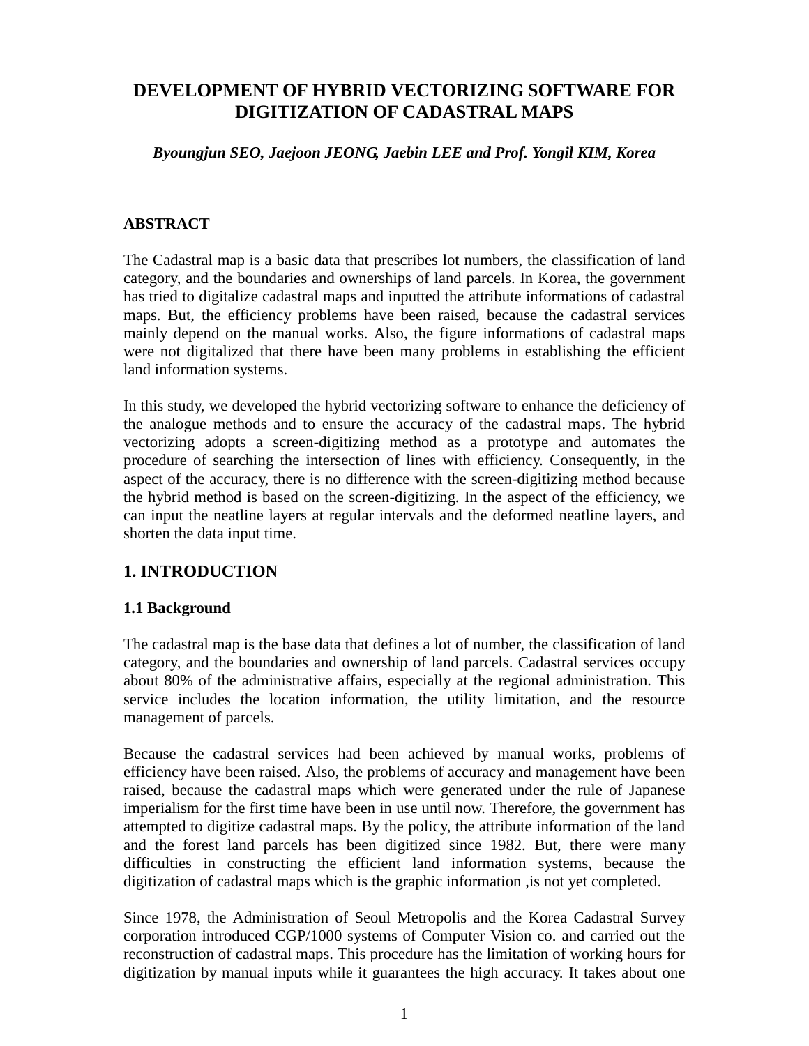# DEVELOPMENT OF HYBRID VECTORIZING SOFTWARE FOR DIGITIZATION OF CADASTRAL MAPS

***Byoungjun SEO, Jaejoon JEONG, Jaebin LEE and Prof. Yongil KIM, Korea***

**ABSTRACT**

The Cadastral map is a basic data that prescribes lot numbers, the classification of land category, and the boundaries and ownerships of land parcels. In Korea, the government has tried to digitalize cadastral maps and inputted the attribute informations of cadastral maps. But, the efficiency problems have been raised, because the cadastral services mainly depend on the manual works. Also, the figure informations of cadastral maps were not digitalized that there have been many problems in establishing the efficient land information systems.

In this study, we developed the hybrid vectorizing software to enhance the deficiency of the analogue methods and to ensure the accuracy of the cadastral maps. The hybrid vectorizing adopts a screen-digitizing method as a prototype and automates the procedure of searching the intersection of lines with efficiency. Consequently, in the aspect of the accuracy, there is no difference with the screen-digitizing method because the hybrid method is based on the screen-digitizing. In the aspect of the efficiency, we can input the neatline layers at regular intervals and the deformed neatline layers, and shorten the data input time.

## 1. INTRODUCTION

### 1.1 Background

The cadastral map is the base data that defines a lot of number, the classification of land category, and the boundaries and ownership of land parcels. Cadastral services occupy about 80% of the administrative affairs, especially at the regional administration. This service includes the location information, the utility limitation, and the resource management of parcels.

Because the cadastral services had been achieved by manual works, problems of efficiency have been raised. Also, the problems of accuracy and management have been raised, because the cadastral maps which were generated under the rule of Japanese imperialism for the first time have been in use until now. Therefore, the government has attempted to digitize cadastral maps. By the policy, the attribute information of the land and the forest land parcels has been digitized since 1982. But, there were many difficulties in constructing the efficient land information systems, because the digitization of cadastral maps which is the graphic information ,is not yet completed.

Since 1978, the Administration of Seoul Metropolis and the Korea Cadastral Survey corporation introduced CGP/1000 systems of Computer Vision co. and carried out the reconstruction of cadastral maps. This procedure has the limitation of working hours for digitization by manual inputs while it guarantees the high accuracy. It takes about one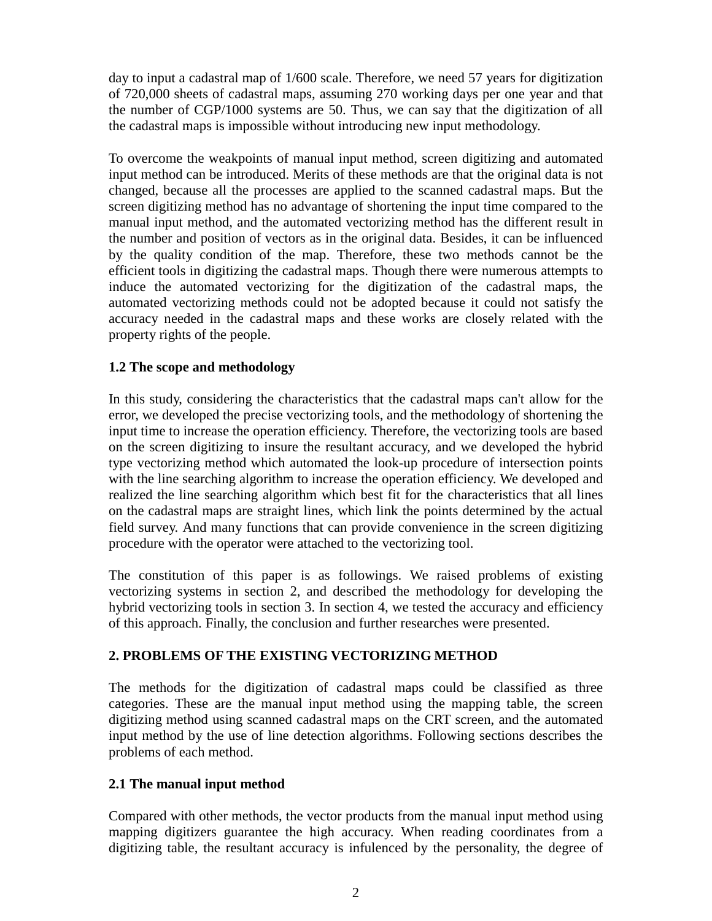day to input a cadastral map of 1/600 scale. Therefore, we need 57 years for digitization of 720,000 sheets of cadastral maps, assuming 270 working days per one year and that the number of CGP/1000 systems are 50. Thus, we can say that the digitization of all the cadastral maps is impossible without introducing new input methodology.

To overcome the weakpoints of manual input method, screen digitizing and automated input method can be introduced. Merits of these methods are that the original data is not changed, because all the processes are applied to the scanned cadastral maps. But the screen digitizing method has no advantage of shortening the input time compared to the manual input method, and the automated vectorizing method has the different result in the number and position of vectors as in the original data. Besides, it can be influenced by the quality condition of the map. Therefore, these two methods cannot be the efficient tools in digitizing the cadastral maps. Though there were numerous attempts to induce the automated vectorizing for the digitization of the cadastral maps, the automated vectorizing methods could not be adopted because it could not satisfy the accuracy needed in the cadastral maps and these works are closely related with the property rights of the people.

### 1.2 The scope and methodology

In this study, considering the characteristics that the cadastral maps can't allow for the error, we developed the precise vectorizing tools, and the methodology of shortening the input time to increase the operation efficiency. Therefore, the vectorizing tools are based on the screen digitizing to insure the resultant accuracy, and we developed the hybrid type vectorizing method which automated the look-up procedure of intersection points with the line searching algorithm to increase the operation efficiency. We developed and realized the line searching algorithm which best fit for the characteristics that all lines on the cadastral maps are straight lines, which link the points determined by the actual field survey. And many functions that can provide convenience in the screen digitizing procedure with the operator were attached to the vectorizing tool.

The constitution of this paper is as followings. We raised problems of existing vectorizing systems in section 2, and described the methodology for developing the hybrid vectorizing tools in section 3. In section 4, we tested the accuracy and efficiency of this approach. Finally, the conclusion and further researches were presented.

## 2. PROBLEMS OF THE EXISTING VECTORIZING METHOD

The methods for the digitization of cadastral maps could be classified as three categories. These are the manual input method using the mapping table, the screen digitizing method using scanned cadastral maps on the CRT screen, and the automated input method by the use of line detection algorithms. Following sections describes the problems of each method.

### 2.1 The manual input method

Compared with other methods, the vector products from the manual input method using mapping digitizers guarantee the high accuracy. When reading coordinates from a digitizing table, the resultant accuracy is infulenced by the personality, the degree of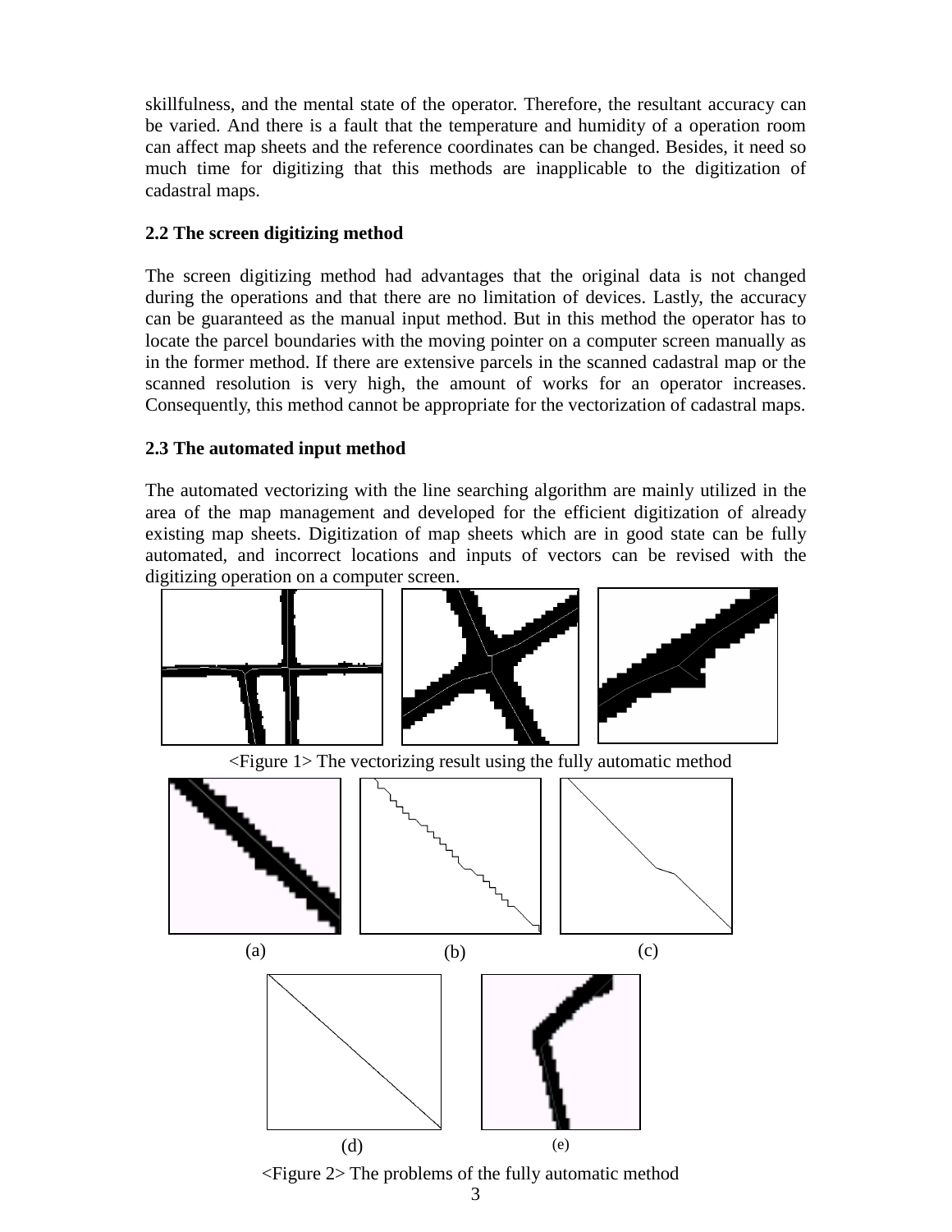skillfulness, and the mental state of the operator. Therefore, the resultant accuracy can be varied. And there is a fault that the temperature and humidity of a operation room can affect map sheets and the reference coordinates can be changed. Besides, it need so much time for digitizing that this methods are inapplicable to the digitization of cadastral maps.

### 2.2 The screen digitizing method

The screen digitizing method had advantages that the original data is not changed during the operations and that there are no limitation of devices. Lastly, the accuracy can be guaranteed as the manual input method. But in this method the operator has to locate the parcel boundaries with the moving pointer on a computer screen manually as in the former method. If there are extensive parcels in the scanned cadastral map or the scanned resolution is very high, the amount of works for an operator increases. Consequently, this method cannot be appropriate for the vectorization of cadastral maps.

### 2.3 The automated input method

The automated vectorizing with the line searching algorithm are mainly utilized in the area of the map management and developed for the efficient digitization of already existing map sheets. Digitization of map sheets which are in good state can be fully automated, and incorrect locations and inputs of vectors can be revised with the digitizing operation on a computer screen.

<Figure 1> The vectorizing result using the fully automatic method

(a) (b) (c)

(d) (e)

<Figure 2> The problems of the fully automatic method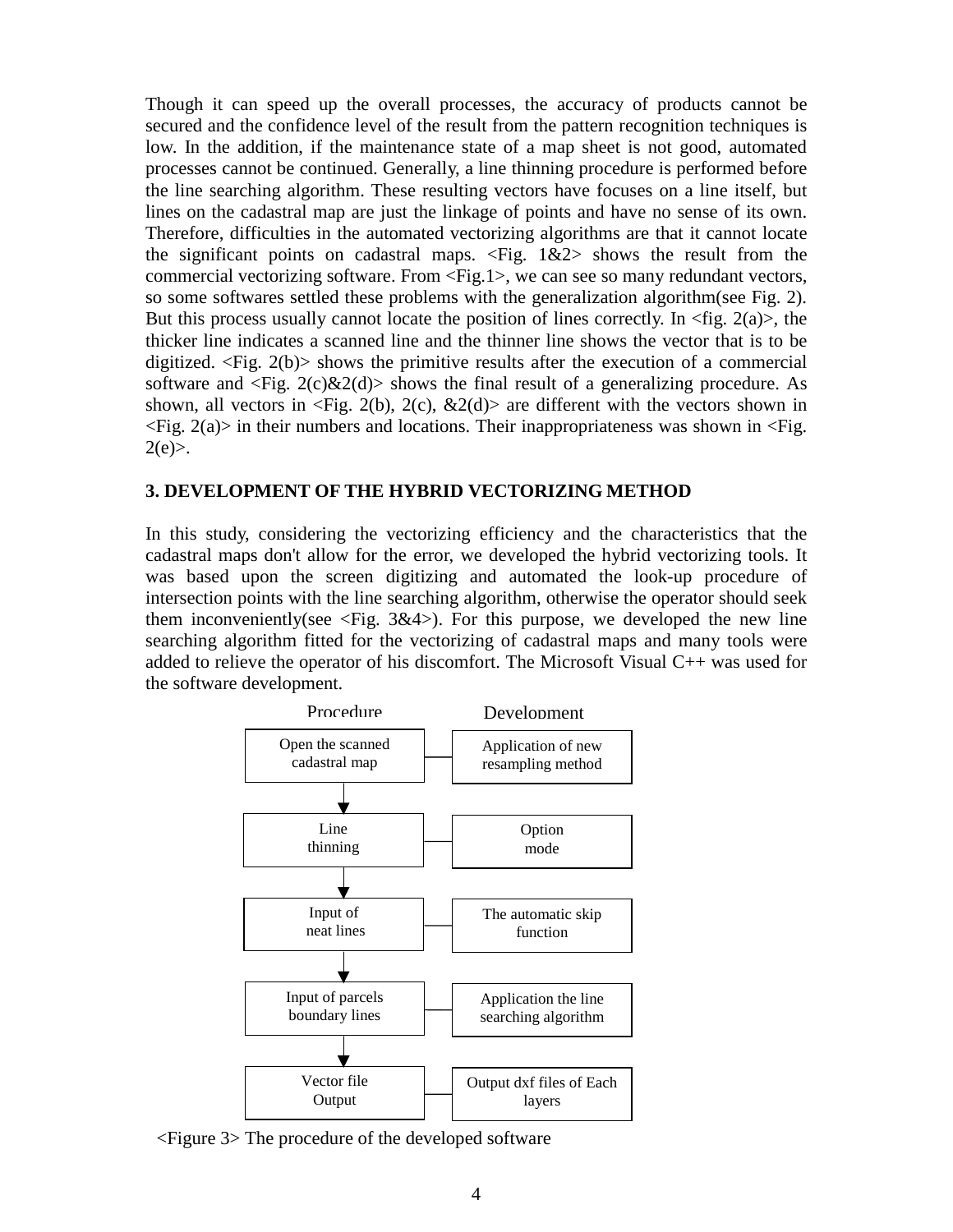Though it can speed up the overall processes, the accuracy of products cannot be secured and the confidence level of the result from the pattern recognition techniques is low. In the addition, if the maintenance state of a map sheet is not good, automated processes cannot be continued. Generally, a line thinning procedure is performed before the line searching algorithm. These resulting vectors have focuses on a line itself, but lines on the cadastral map are just the linkage of points and have no sense of its own. Therefore, difficulties in the automated vectorizing algorithms are that it cannot locate the significant points on cadastral maps. <Fig. 1&2> shows the result from the commercial vectorizing software. From <Fig.1>, we can see so many redundant vectors, so some softwares settled these problems with the generalization algorithm(see Fig. 2). But this process usually cannot locate the position of lines correctly. In <fig. 2(a)>, the thicker line indicates a scanned line and the thinner line shows the vector that is to be digitized. <Fig. 2(b)> shows the primitive results after the execution of a commercial software and <Fig. 2(c)&2(d)> shows the final result of a generalizing procedure. As shown, all vectors in <Fig. 2(b), 2(c), &2(d)> are different with the vectors shown in <Fig. 2(a)> in their numbers and locations. Their inappropriateness was shown in <Fig. 2(e)>.

## 3. DEVELOPMENT OF THE HYBRID VECTORIZING METHOD

In this study, considering the vectorizing efficiency and the characteristics that the cadastral maps don't allow for the error, we developed the hybrid vectorizing tools. It was based upon the screen digitizing and automated the look-up procedure of intersection points with the line searching algorithm, otherwise the operator should seek them inconveniently(see <Fig. 3&4>). For this purpose, we developed the new line searching algorithm fitted for the vectorizing of cadastral maps and many tools were added to relieve the operator of his discomfort. The Microsoft Visual C++ was used for the software development.

| Procedure | Development |
|---|---|
| Open the scanned cadastral map | Application of new resampling method |
| ↓ Line thinning | Option mode |
| ↓ Input of neat lines | The automatic skip function |
| ↓ Input of parcels boundary lines | Application the line searching algorithm |
| ↓ Vector file Output | Output dxf files of Each layers |

<Figure 3> The procedure of the developed software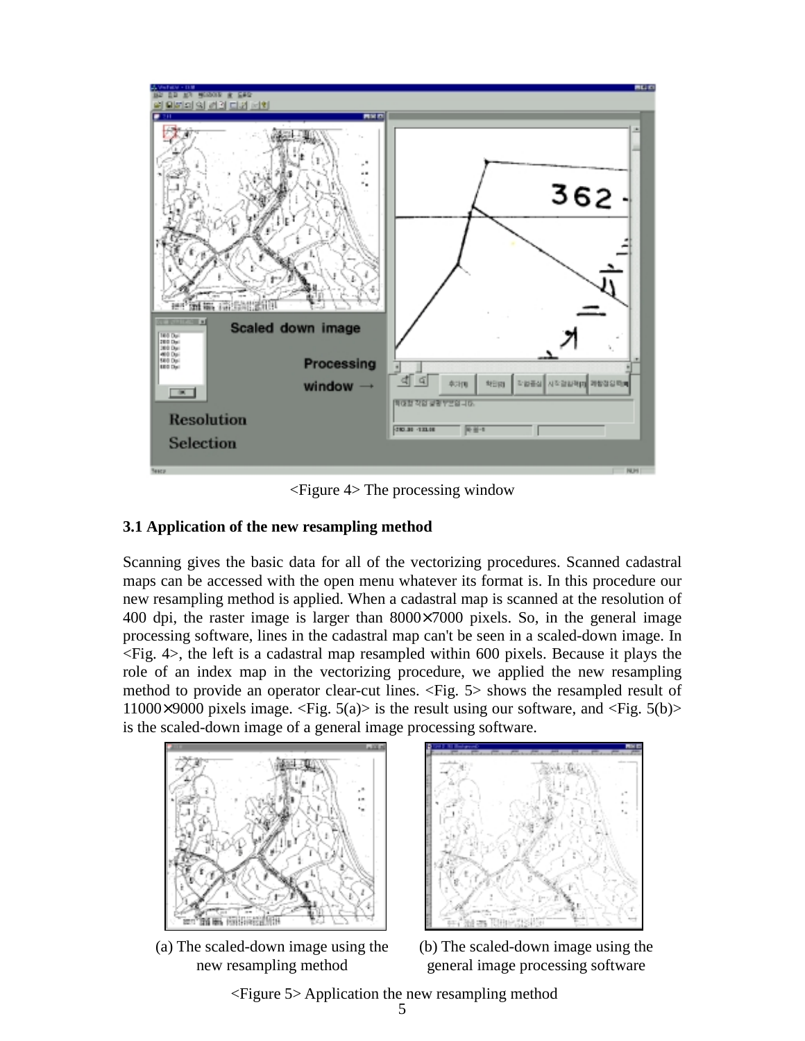<Figure 4> The processing window

### 3.1 Application of the new resampling method

Scanning gives the basic data for all of the vectorizing procedures. Scanned cadastral maps can be accessed with the open menu whatever its format is. In this procedure our new resampling method is applied. When a cadastral map is scanned at the resolution of 400 dpi, the raster image is larger than 8000×7000 pixels. So, in the general image processing software, lines in the cadastral map can't be seen in a scaled-down image. In <Fig. 4>, the left is a cadastral map resampled within 600 pixels. Because it plays the role of an index map in the vectorizing procedure, we applied the new resampling method to provide an operator clear-cut lines. <Fig. 5> shows the resampled result of 11000×9000 pixels image. <Fig. 5(a)> is the result using our software, and <Fig. 5(b)> is the scaled-down image of a general image processing software.

(a) The scaled-down image using the new resampling method

(b) The scaled-down image using the general image processing software

<Figure 5> Application the new resampling method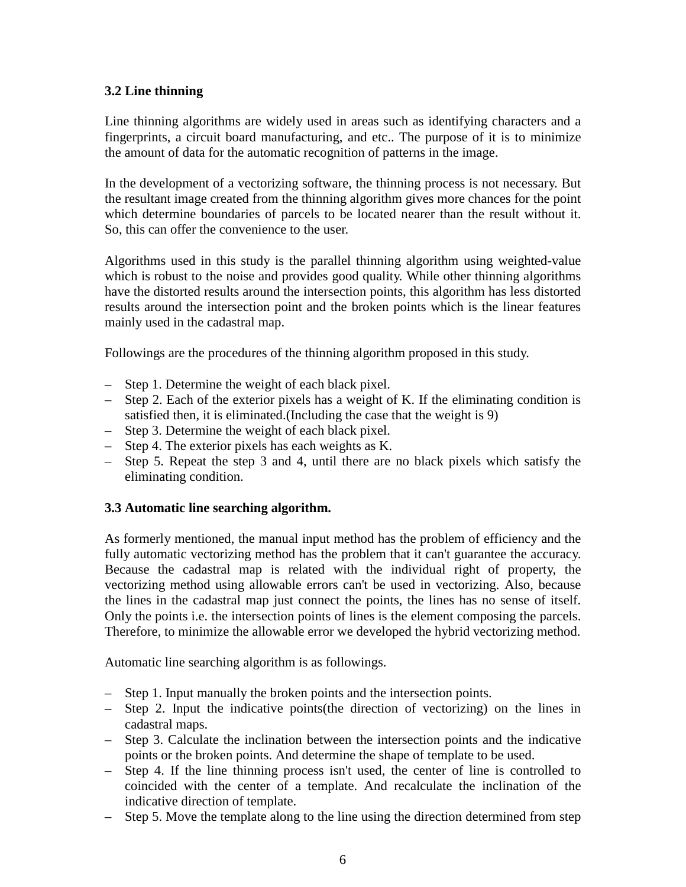### 3.2 Line thinning

Line thinning algorithms are widely used in areas such as identifying characters and a fingerprints, a circuit board manufacturing, and etc.. The purpose of it is to minimize the amount of data for the automatic recognition of patterns in the image.

In the development of a vectorizing software, the thinning process is not necessary. But the resultant image created from the thinning algorithm gives more chances for the point which determine boundaries of parcels to be located nearer than the result without it. So, this can offer the convenience to the user.

Algorithms used in this study is the parallel thinning algorithm using weighted-value which is robust to the noise and provides good quality. While other thinning algorithms have the distorted results around the intersection points, this algorithm has less distorted results around the intersection point and the broken points which is the linear features mainly used in the cadastral map.

Followings are the procedures of the thinning algorithm proposed in this study.

- Step 1. Determine the weight of each black pixel.
- Step 2. Each of the exterior pixels has a weight of K. If the eliminating condition is satisfied then, it is eliminated.(Including the case that the weight is 9)
- Step 3. Determine the weight of each black pixel.
- Step 4. The exterior pixels has each weights as K.
- Step 5. Repeat the step 3 and 4, until there are no black pixels which satisfy the eliminating condition.

### 3.3 Automatic line searching algorithm.

As formerly mentioned, the manual input method has the problem of efficiency and the fully automatic vectorizing method has the problem that it can't guarantee the accuracy. Because the cadastral map is related with the individual right of property, the vectorizing method using allowable errors can't be used in vectorizing. Also, because the lines in the cadastral map just connect the points, the lines has no sense of itself. Only the points i.e. the intersection points of lines is the element composing the parcels. Therefore, to minimize the allowable error we developed the hybrid vectorizing method.

Automatic line searching algorithm is as followings.

- Step 1. Input manually the broken points and the intersection points.
- Step 2. Input the indicative points(the direction of vectorizing) on the lines in cadastral maps.
- Step 3. Calculate the inclination between the intersection points and the indicative points or the broken points. And determine the shape of template to be used.
- Step 4. If the line thinning process isn't used, the center of line is controlled to coincided with the center of a template. And recalculate the inclination of the indicative direction of template.
- Step 5. Move the template along to the line using the direction determined from step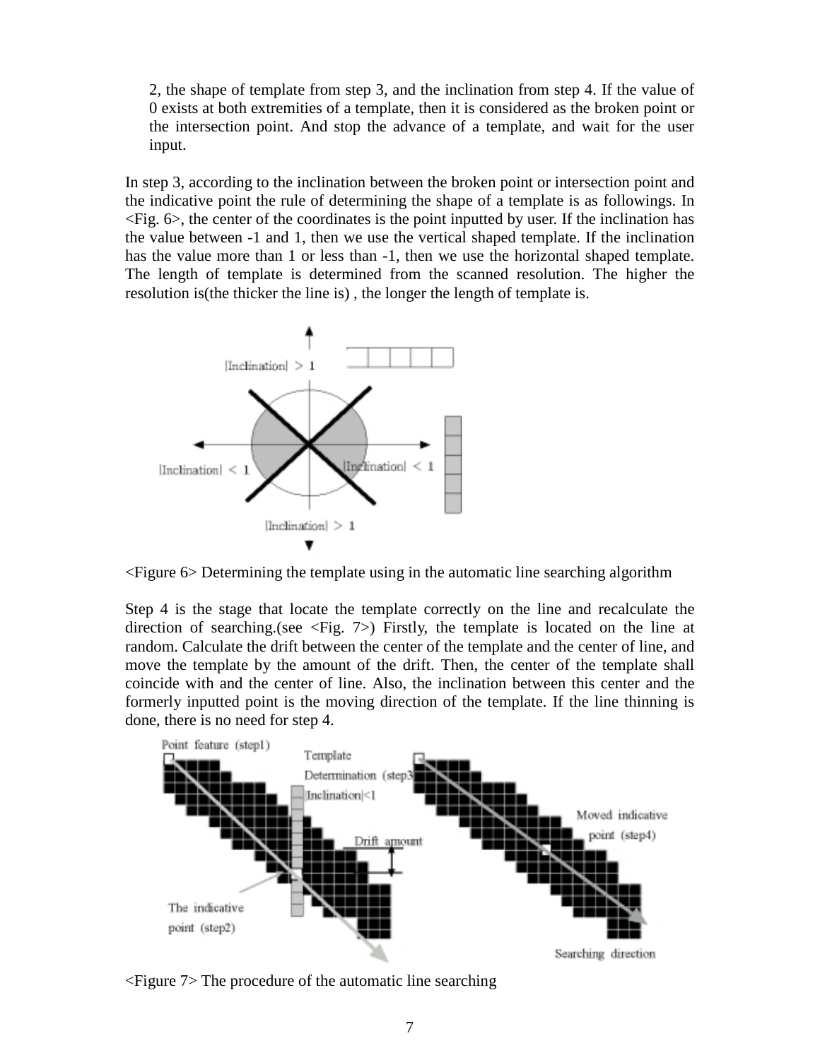2, the shape of template from step 3, and the inclination from step 4. If the value of 0 exists at both extremities of a template, then it is considered as the broken point or the intersection point. And stop the advance of a template, and wait for the user input.

In step 3, according to the inclination between the broken point or intersection point and the indicative point the rule of determining the shape of a template is as followings. In <Fig. 6>, the center of the coordinates is the point inputted by user. If the inclination has the value between -1 and 1, then we use the vertical shaped template. If the inclination has the value more than 1 or less than -1, then we use the horizontal shaped template. The length of template is determined from the scanned resolution. The higher the resolution is(the thicker the line is) , the longer the length of template is.

<Figure 6> Determining the template using in the automatic line searching algorithm

Step 4 is the stage that locate the template correctly on the line and recalculate the direction of searching.(see <Fig. 7>) Firstly, the template is located on the line at random. Calculate the drift between the center of the template and the center of line, and move the template by the amount of the drift. Then, the center of the template shall coincide with and the center of line. Also, the inclination between this center and the formerly inputted point is the moving direction of the template. If the line thinning is done, there is no need for step 4.

<Figure 7> The procedure of the automatic line searching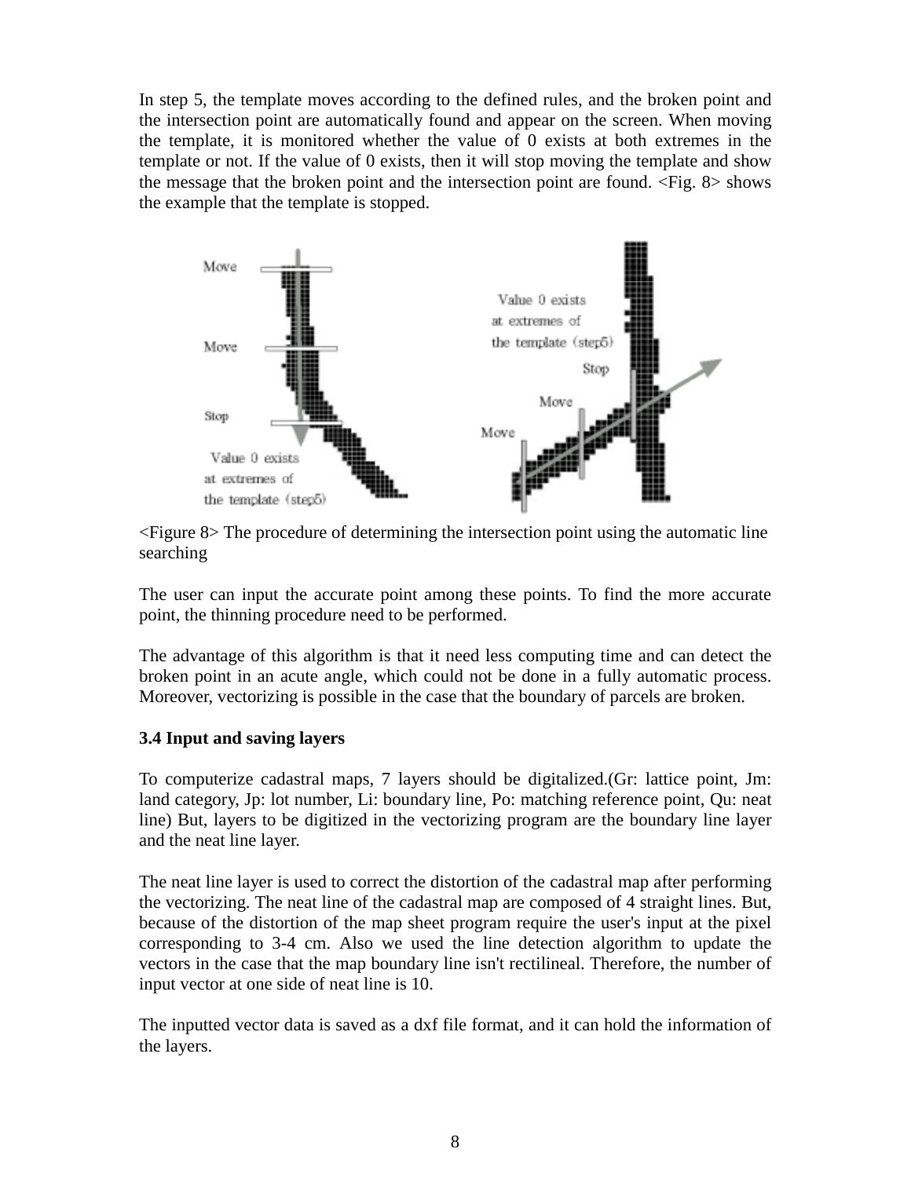In step 5, the template moves according to the defined rules, and the broken point and the intersection point are automatically found and appear on the screen. When moving the template, it is monitored whether the value of 0 exists at both extremes in the template or not. If the value of 0 exists, then it will stop moving the template and show the message that the broken point and the intersection point are found. <Fig. 8> shows the example that the template is stopped.

<Figure 8> The procedure of determining the intersection point using the automatic line searching

The user can input the accurate point among these points. To find the more accurate point, the thinning procedure need to be performed.

The advantage of this algorithm is that it need less computing time and can detect the broken point in an acute angle, which could not be done in a fully automatic process. Moreover, vectorizing is possible in the case that the boundary of parcels are broken.

### 3.4 Input and saving layers

To computerize cadastral maps, 7 layers should be digitalized.(Gr: lattice point, Jm: land category, Jp: lot number, Li: boundary line, Po: matching reference point, Qu: neat line) But, layers to be digitized in the vectorizing program are the boundary line layer and the neat line layer.

The neat line layer is used to correct the distortion of the cadastral map after performing the vectorizing. The neat line of the cadastral map are composed of 4 straight lines. But, because of the distortion of the map sheet program require the user's input at the pixel corresponding to 3-4 cm. Also we used the line detection algorithm to update the vectors in the case that the map boundary line isn't rectilineal. Therefore, the number of input vector at one side of neat line is 10.

The inputted vector data is saved as a dxf file format, and it can hold the information of the layers.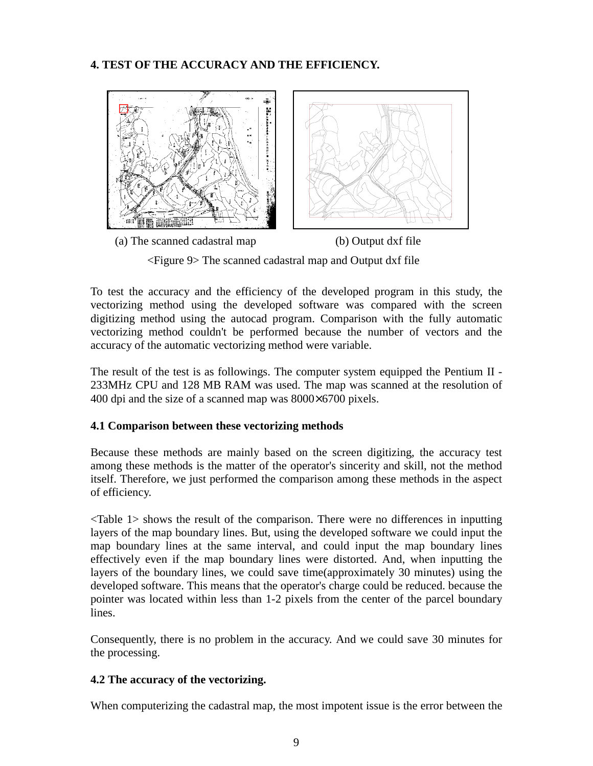## 4. TEST OF THE ACCURACY AND THE EFFICIENCY.

(a) The scanned cadastral map (b) Output dxf file

<Figure 9> The scanned cadastral map and Output dxf file

To test the accuracy and the efficiency of the developed program in this study, the vectorizing method using the developed software was compared with the screen digitizing method using the autocad program. Comparison with the fully automatic vectorizing method couldn't be performed because the number of vectors and the accuracy of the automatic vectorizing method were variable.

The result of the test is as followings. The computer system equipped the Pentium II - 233MHz CPU and 128 MB RAM was used. The map was scanned at the resolution of 400 dpi and the size of a scanned map was 8000×6700 pixels.

### 4.1 Comparison between these vectorizing methods

Because these methods are mainly based on the screen digitizing, the accuracy test among these methods is the matter of the operator's sincerity and skill, not the method itself. Therefore, we just performed the comparison among these methods in the aspect of efficiency.

<Table 1> shows the result of the comparison. There were no differences in inputting layers of the map boundary lines. But, using the developed software we could input the map boundary lines at the same interval, and could input the map boundary lines effectively even if the map boundary lines were distorted. And, when inputting the layers of the boundary lines, we could save time(approximately 30 minutes) using the developed software. This means that the operator's charge could be reduced. because the pointer was located within less than 1-2 pixels from the center of the parcel boundary lines.

Consequently, there is no problem in the accuracy. And we could save 30 minutes for the processing.

### 4.2 The accuracy of the vectorizing.

When computerizing the cadastral map, the most impotent issue is the error between the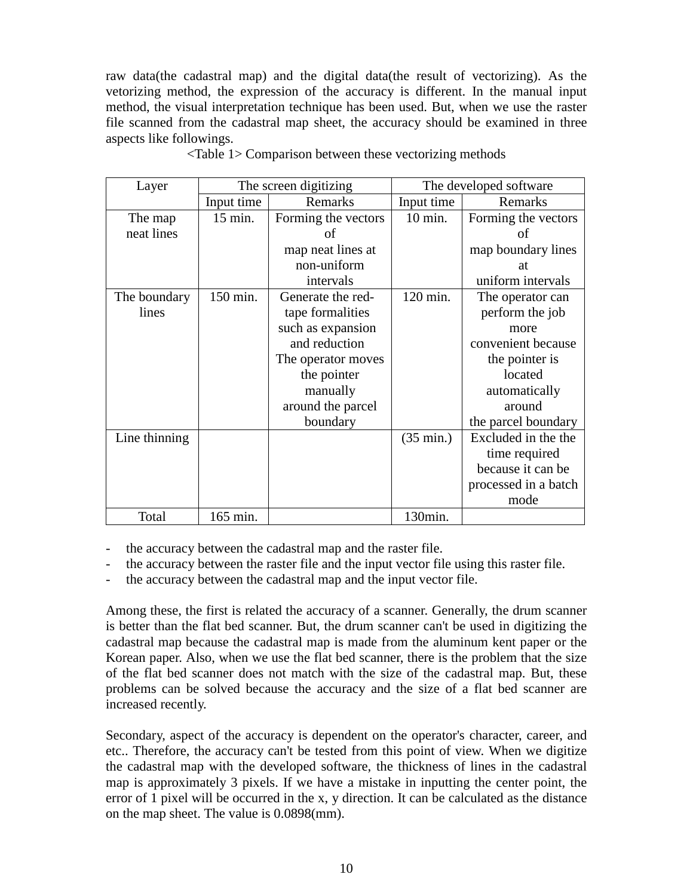raw data(the cadastral map) and the digital data(the result of vectorizing). As the vetorizing method, the expression of the accuracy is different. In the manual input method, the visual interpretation technique has been used. But, when we use the raster file scanned from the cadastral map sheet, the accuracy should be examined in three aspects like followings.

<Table 1> Comparison between these vectorizing methods

| Layer | The screen digitizing | | The developed software | |
|---|---|---|---|---|
| | Input time | Remarks | Input time | Remarks |
| The map neat lines | 15 min. | Forming the vectors of map neat lines at non-uniform intervals | 10 min. | Forming the vectors of map boundary lines at uniform intervals |
| The boundary lines | 150 min. | Generate the red-tape formalities such as expansion and reduction The operator moves the pointer manually around the parcel boundary | 120 min. | The operator can perform the job more convenient because the pointer is located automatically around the parcel boundary |
| Line thinning | | | (35 min.) | Excluded in the the time required because it can be processed in a batch mode |
| Total | 165 min. | | 130min. | |

- the accuracy between the cadastral map and the raster file.
- the accuracy between the raster file and the input vector file using this raster file.
- the accuracy between the cadastral map and the input vector file.

Among these, the first is related the accuracy of a scanner. Generally, the drum scanner is better than the flat bed scanner. But, the drum scanner can't be used in digitizing the cadastral map because the cadastral map is made from the aluminum kent paper or the Korean paper. Also, when we use the flat bed scanner, there is the problem that the size of the flat bed scanner does not match with the size of the cadastral map. But, these problems can be solved because the accuracy and the size of a flat bed scanner are increased recently.

Secondary, aspect of the accuracy is dependent on the operator's character, career, and etc.. Therefore, the accuracy can't be tested from this point of view. When we digitize the cadastral map with the developed software, the thickness of lines in the cadastral map is approximately 3 pixels. If we have a mistake in inputting the center point, the error of 1 pixel will be occurred in the x, y direction. It can be calculated as the distance on the map sheet. The value is 0.0898(mm).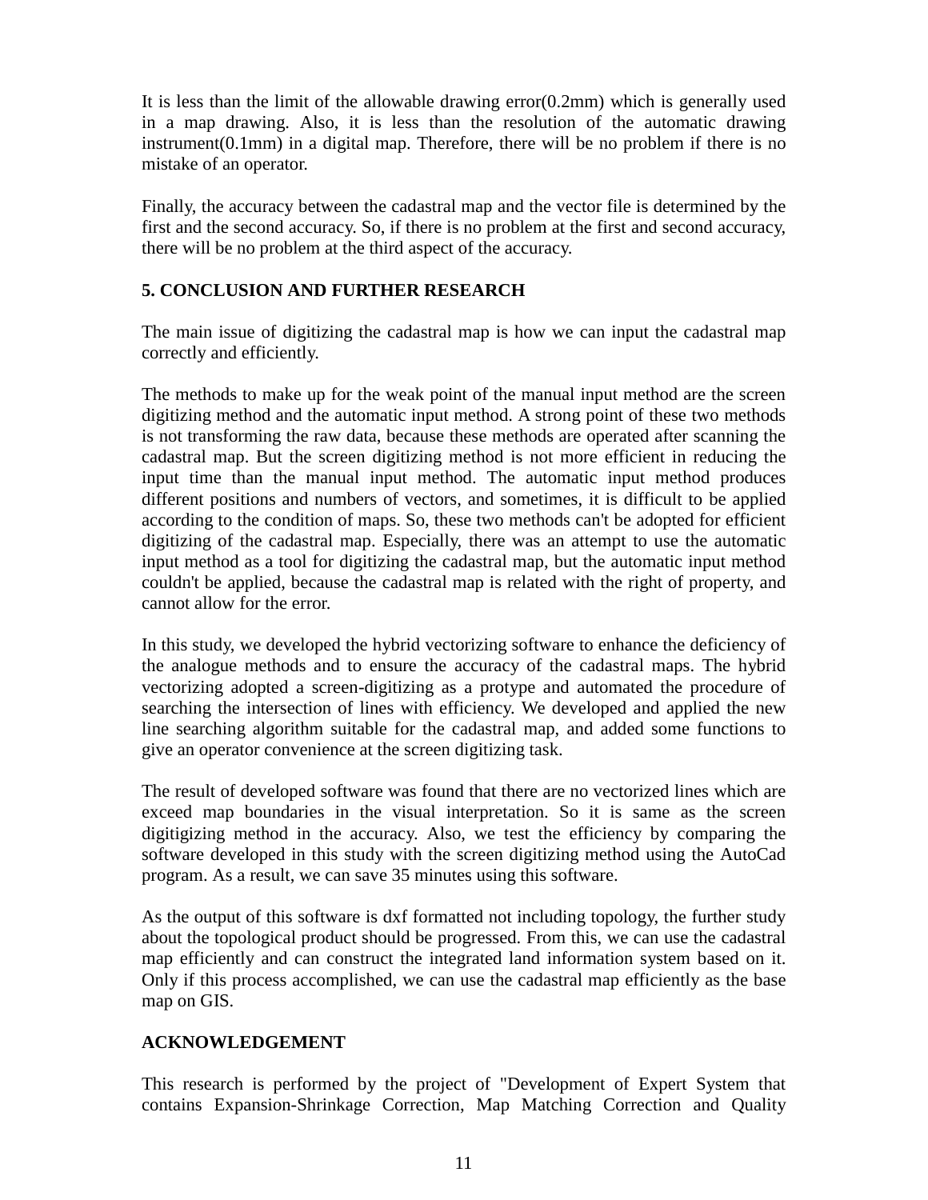It is less than the limit of the allowable drawing error(0.2mm) which is generally used in a map drawing. Also, it is less than the resolution of the automatic drawing instrument(0.1mm) in a digital map. Therefore, there will be no problem if there is no mistake of an operator.

Finally, the accuracy between the cadastral map and the vector file is determined by the first and the second accuracy. So, if there is no problem at the first and second accuracy, there will be no problem at the third aspect of the accuracy.

## 5. CONCLUSION AND FURTHER RESEARCH

The main issue of digitizing the cadastral map is how we can input the cadastral map correctly and efficiently.

The methods to make up for the weak point of the manual input method are the screen digitizing method and the automatic input method. A strong point of these two methods is not transforming the raw data, because these methods are operated after scanning the cadastral map. But the screen digitizing method is not more efficient in reducing the input time than the manual input method. The automatic input method produces different positions and numbers of vectors, and sometimes, it is difficult to be applied according to the condition of maps. So, these two methods can't be adopted for efficient digitizing of the cadastral map. Especially, there was an attempt to use the automatic input method as a tool for digitizing the cadastral map, but the automatic input method couldn't be applied, because the cadastral map is related with the right of property, and cannot allow for the error.

In this study, we developed the hybrid vectorizing software to enhance the deficiency of the analogue methods and to ensure the accuracy of the cadastral maps. The hybrid vectorizing adopted a screen-digitizing as a protype and automated the procedure of searching the intersection of lines with efficiency. We developed and applied the new line searching algorithm suitable for the cadastral map, and added some functions to give an operator convenience at the screen digitizing task.

The result of developed software was found that there are no vectorized lines which are exceed map boundaries in the visual interpretation. So it is same as the screen digitigizing method in the accuracy. Also, we test the efficiency by comparing the software developed in this study with the screen digitizing method using the AutoCad program. As a result, we can save 35 minutes using this software.

As the output of this software is dxf formatted not including topology, the further study about the topological product should be progressed. From this, we can use the cadastral map efficiently and can construct the integrated land information system based on it. Only if this process accomplished, we can use the cadastral map efficiently as the base map on GIS.

## ACKNOWLEDGEMENT

This research is performed by the project of "Development of Expert System that contains Expansion-Shrinkage Correction, Map Matching Correction and Quality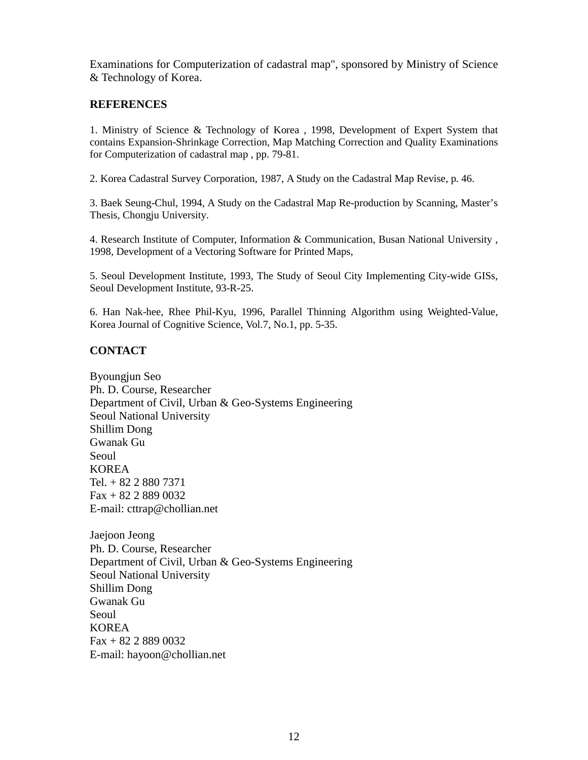Examinations for Computerization of cadastral map", sponsored by Ministry of Science & Technology of Korea.

## REFERENCES

1. Ministry of Science & Technology of Korea , 1998, Development of Expert System that contains Expansion-Shrinkage Correction, Map Matching Correction and Quality Examinations for Computerization of cadastral map , pp. 79-81.

2. Korea Cadastral Survey Corporation, 1987, A Study on the Cadastral Map Revise, p. 46.

3. Baek Seung-Chul, 1994, A Study on the Cadastral Map Re-production by Scanning, Master's Thesis, Chongju University.

4. Research Institute of Computer, Information & Communication, Busan National University , 1998, Development of a Vectoring Software for Printed Maps,

5. Seoul Development Institute, 1993, The Study of Seoul City Implementing City-wide GISs, Seoul Development Institute, 93-R-25.

6. Han Nak-hee, Rhee Phil-Kyu, 1996, Parallel Thinning Algorithm using Weighted-Value, Korea Journal of Cognitive Science, Vol.7, No.1, pp. 5-35.

## CONTACT

Byoungjun Seo
Ph. D. Course, Researcher
Department of Civil, Urban & Geo-Systems Engineering
Seoul National University
Shillim Dong
Gwanak Gu
Seoul
KOREA
Tel. + 82 2 880 7371
Fax + 82 2 889 0032
E-mail: cttrap@chollian.net

Jaejoon Jeong
Ph. D. Course, Researcher
Department of Civil, Urban & Geo-Systems Engineering
Seoul National University
Shillim Dong
Gwanak Gu
Seoul
KOREA
Fax + 82 2 889 0032
E-mail: hayoon@chollian.net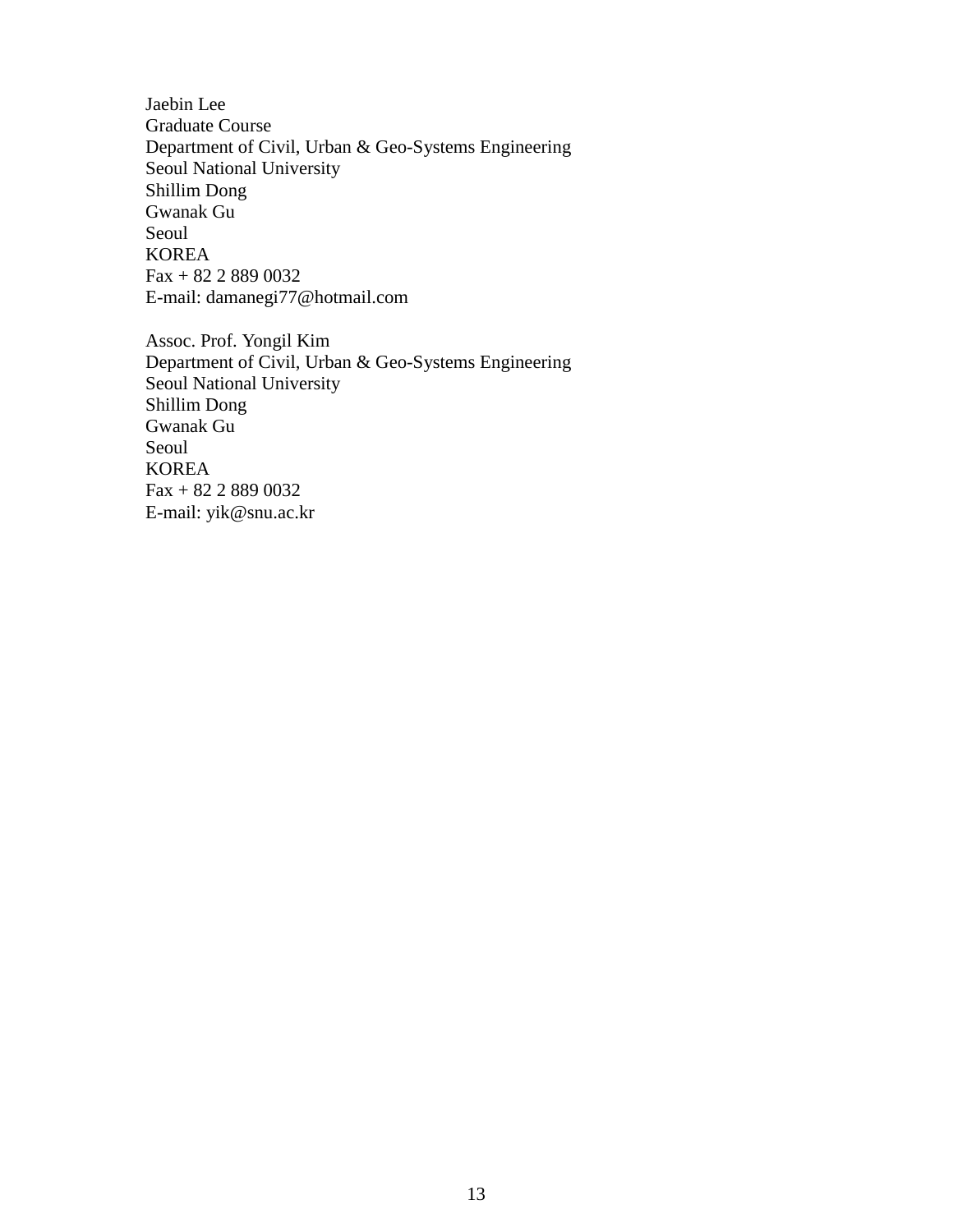Jaebin Lee
Graduate Course
Department of Civil, Urban & Geo-Systems Engineering
Seoul National University
Shillim Dong
Gwanak Gu
Seoul
KOREA
Fax + 82 2 889 0032
E-mail: damanegi77@hotmail.com

Assoc. Prof. Yongil Kim
Department of Civil, Urban & Geo-Systems Engineering
Seoul National University
Shillim Dong
Gwanak Gu
Seoul
KOREA
Fax + 82 2 889 0032
E-mail: yik@snu.ac.kr